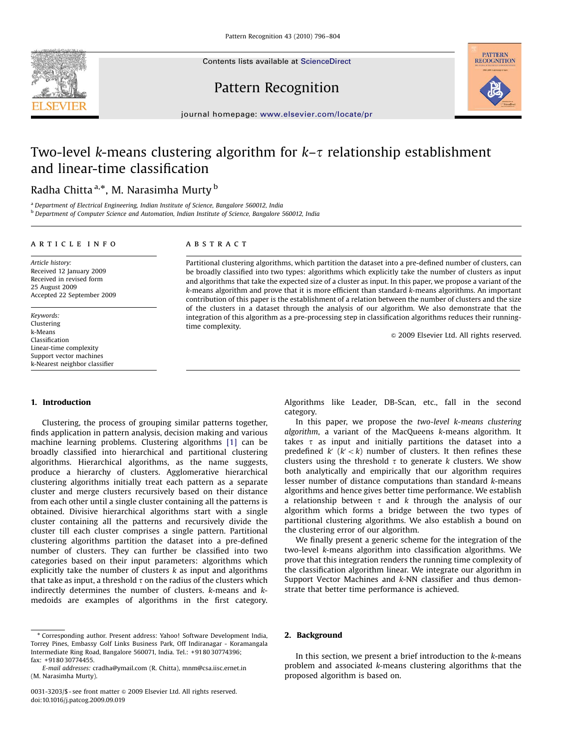# Two-level $k$-means clustering algorithm for $k$–$\tau$ relationship establishment and linear-time classification

Radha Chitta [a,*], M. Narasimha Murty [b]

[a] Department of Electrical Engineering, Indian Institute of Science, Bangalore 560012, India

[b] Department of Computer Science and Automation, Indian Institute of Science, Bangalore 560012, India

**ARTICLE INFO**

*Article history:*
Received 12 January 2009
Received in revised form
25 August 2009
Accepted 22 September 2009

*Keywords:*
Clustering
k-Means
Classification
Linear-time complexity
Support vector machines
k-Nearest neighbor classifier

**ABSTRACT**

Partitional clustering algorithms, which partition the dataset into a pre-defined number of clusters, can be broadly classified into two types: algorithms which explicitly take the number of clusters as input and algorithms that take the expected size of a cluster as input. In this paper, we propose a variant of the $k$-means algorithm and prove that it is more efficient than standard $k$-means algorithms. An important contribution of this paper is the establishment of a relation between the number of clusters and the size of the clusters in a dataset through the analysis of our algorithm. We also demonstrate that the integration of this algorithm as a pre-processing step in classification algorithms reduces their running-time complexity.

© 2009 Elsevier Ltd. All rights reserved.

## 1. Introduction

Clustering, the process of grouping similar patterns together, finds application in pattern analysis, decision making and various machine learning problems. Clustering algorithms [1] can be broadly classified into hierarchical and partitional clustering algorithms. Hierarchical algorithms, as the name suggests, produce a hierarchy of clusters. Agglomerative hierarchical clustering algorithms initially treat each pattern as a separate cluster and merge clusters recursively based on their distance from each other until a single cluster containing all the patterns is obtained. Divisive hierarchical algorithms start with a single cluster containing all the patterns and recursively divide the cluster till each cluster comprises a single pattern. Partitional clustering algorithms partition the dataset into a pre-defined number of clusters. They can further be classified into two categories based on their input parameters: algorithms which explicitly take the number of clusters $k$ as input and algorithms that take as input, a threshold $\tau$ on the radius of the clusters which indirectly determines the number of clusters. $k$-means and $k$-medoids are examples of algorithms in the first category. Algorithms like Leader, DB-Scan, etc., fall in the second category.

In this paper, we propose the *two-level $k$-means clustering algorithm*, a variant of the MacQueens $k$-means algorithm. It takes $\tau$ as input and initially partitions the dataset into a predefined $k'$ ($k' < k$) number of clusters. It then refines these clusters using the threshold $\tau$ to generate $k$ clusters. We show both analytically and empirically that our algorithm requires lesser number of distance computations than standard $k$-means algorithms and hence gives better time performance. We establish a relationship between $\tau$ and $k$ through the analysis of our algorithm which forms a bridge between the two types of partitional clustering algorithms. We also establish a bound on the clustering error of our algorithm.

We finally present a generic scheme for the integration of the two-level $k$-means algorithm into classification algorithms. We prove that this integration renders the running time complexity of the classification algorithm linear. We integrate our algorithm in Support Vector Machines and $k$-NN classifier and thus demonstrate that better time performance is achieved.

## 2. Background

In this section, we present a brief introduction to the $k$-means problem and associated $k$-means clustering algorithms that the proposed algorithm is based on.

---

* Corresponding author. Present address: Yahoo! Software Development India, Torrey Pines, Embassy Golf Links Business Park, Off Indiranagar - Koramangala Intermediate Ring Road, Bangalore 560071, India. Tel.: +91 80 30774396; fax: +91 80 30774455.

*E-mail addresses:* cradha@ymail.com (R. Chitta), mnm@csa.iisc.ernet.in (M. Narasimha Murty).

0031-3203/$ - see front matter © 2009 Elsevier Ltd. All rights reserved.
doi:10.1016/j.patcog.2009.09.019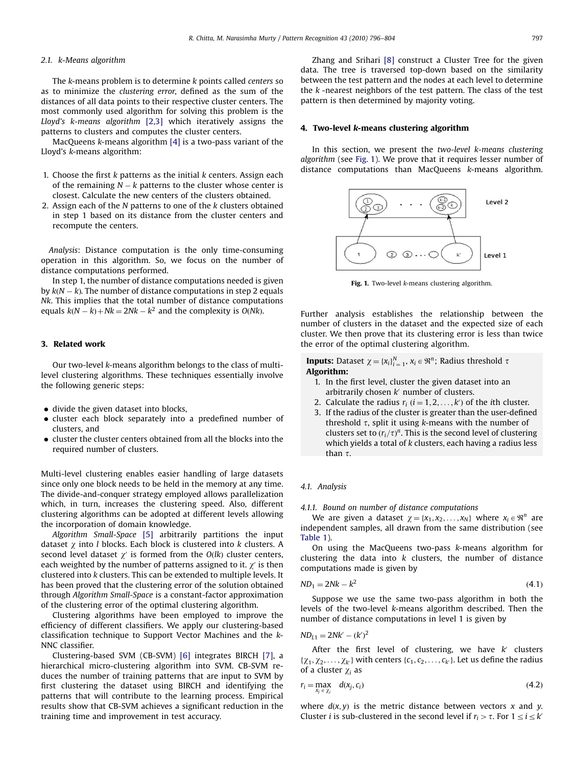### 2.1. k-Means algorithm

The *k*-means problem is to determine *k* points called *centers* so as to minimize the *clustering error*, defined as the sum of the distances of all data points to their respective cluster centers. The most commonly used algorithm for solving this problem is the *Lloyd's k-means algorithm* [2,3] which iteratively assigns the patterns to clusters and computes the cluster centers.

MacQueens *k*-means algorithm [4] is a two-pass variant of the Lloyd's *k*-means algorithm:

1. Choose the first *k* patterns as the initial *k* centers. Assign each of the remaining $N-k$ patterns to the cluster whose center is closest. Calculate the new centers of the clusters obtained.
2. Assign each of the *N* patterns to one of the *k* clusters obtained in step 1 based on its distance from the cluster centers and recompute the centers.

*Analysis*: Distance computation is the only time-consuming operation in this algorithm. So, we focus on the number of distance computations performed.

In step 1, the number of distance computations needed is given by $k(N-k)$. The number of distance computations in step 2 equals $Nk$. This implies that the total number of distance computations equals $k(N-k)+Nk = 2Nk-k^2$ and the complexity is $O(Nk)$.

## 3. Related work

Our two-level *k*-means algorithm belongs to the class of multi-level clustering algorithms. These techniques essentially involve the following generic steps:

- divide the given dataset into blocks,
- cluster each block separately into a predefined number of clusters, and
- cluster the cluster centers obtained from all the blocks into the required number of clusters.

Multi-level clustering enables easier handling of large datasets since only one block needs to be held in the memory at any time. The divide-and-conquer strategy employed allows parallelization which, in turn, increases the clustering speed. Also, different clustering algorithms can be adopted at different levels allowing the incorporation of domain knowledge.

*Algorithm Small-Space* [5] arbitrarily partitions the input dataset $\chi$ into *l* blocks. Each block is clustered into *k* clusters. A second level dataset $\chi'$ is formed from the $O(lk)$ cluster centers, each weighted by the number of patterns assigned to it. $\chi'$ is then clustered into *k* clusters. This can be extended to multiple levels. It has been proved that the clustering error of the solution obtained through *Algorithm Small-Space* is a constant-factor approximation of the clustering error of the optimal clustering algorithm.

Clustering algorithms have been employed to improve the efficiency of different classifiers. We apply our clustering-based classification technique to Support Vector Machines and the *k*-NNC classifier.

Clustering-based SVM (CB-SVM) [6] integrates BIRCH [7], a hierarchical micro-clustering algorithm into SVM. CB-SVM reduces the number of training patterns that are input to SVM by first clustering the dataset using BIRCH and identifying the patterns that will contribute to the learning process. Empirical results show that CB-SVM achieves a significant reduction in the training time and improvement in test accuracy.

Zhang and Srihari [8] construct a Cluster Tree for the given data. The tree is traversed top-down based on the similarity between the test pattern and the nodes at each level to determine the *k* -nearest neighbors of the test pattern. The class of the test pattern is then determined by majority voting.

## 4. Two-level *k*-means clustering algorithm

In this section, we present the *two-level k-means clustering algorithm* (see Fig. 1). We prove that it requires lesser number of distance computations than MacQueens *k*-means algorithm.

**Fig. 1.** Two-level *k*-means clustering algorithm.

Further analysis establishes the relationship between the number of clusters in the dataset and the expected size of each cluster. We then prove that its clustering error is less than twice the error of the optimal clustering algorithm.

**Inputs:** Dataset $\chi = \{x_i\}_{i=1}^{N}$, $x_i \in \Re^n$; Radius threshold $\tau$
**Algorithm:**

1. In the first level, cluster the given dataset into an arbitrarily chosen $k'$ number of clusters.
2. Calculate the radius $r_i$ $(i = 1, 2, \ldots, k')$ of the *i*th cluster.
3. If the radius of the cluster is greater than the user-defined threshold $\tau$, split it using *k*-means with the number of clusters set to $(r_i/\tau)^n$. This is the second level of clustering which yields a total of *k* clusters, each having a radius less than $\tau$.

### 4.1. Analysis

#### 4.1.1. Bound on number of distance computations

We are given a dataset $\chi = \{x_1, x_2, \ldots, x_N\}$ where $x_i \in \Re^n$ are independent samples, all drawn from the same distribution (see Table 1).

On using the MacQueens two-pass *k*-means algorithm for clustering the data into *k* clusters, the number of distance computations made is given by

$$ND_1 = 2Nk - k^2 \tag{4.1}$$

Suppose we use the same two-pass algorithm in both the levels of the two-level *k*-means algorithm described. Then the number of distance computations in level 1 is given by

$$ND_{L1} = 2Nk' - (k')^2$$

After the first level of clustering, we have $k'$ clusters $\{\chi_1, \chi_2, \ldots, \chi_{k'}\}$ with centers $\{c_1, c_2, \ldots, c_{k'}\}$. Let us define the radius of a cluster $\chi_i$ as

$$r_i = \max_{x_j \in \chi_i} d(x_j, c_i) \tag{4.2}$$

where $d(x,y)$ is the metric distance between vectors *x* and *y*. Cluster *i* is sub-clustered in the second level if $r_i > \tau$. For $1 \le i \le k'$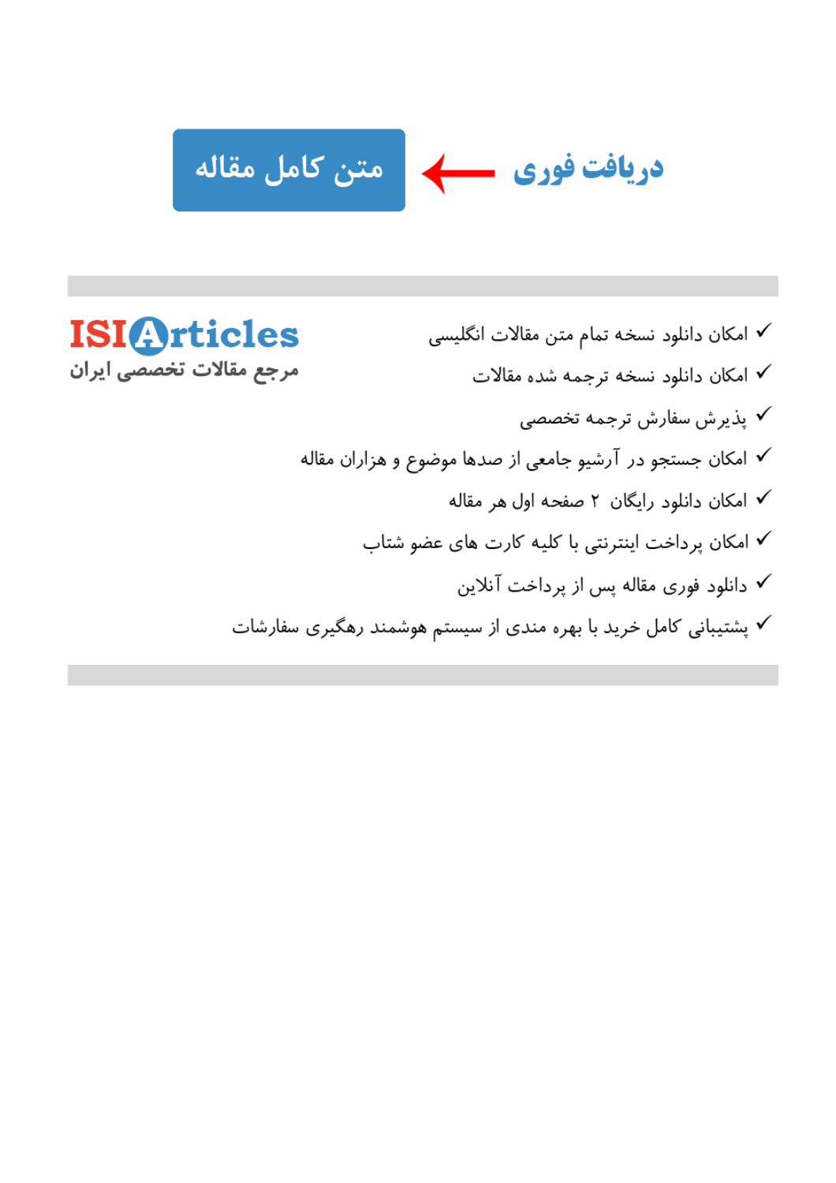دریافت فوری ← متن کامل مقاله

**ISIArticles**
مرجع مقالات تخصصی ایران

- ✓ امکان دانلود نسخه تمام متن مقالات انگلیسی
- ✓ امکان دانلود نسخه ترجمه شده مقالات
- ✓ پذیرش سفارش ترجمه تخصصی
- ✓ امکان جستجو در آرشیو جامعی از صدها موضوع و هزاران مقاله
- ✓ امکان دانلود رایگان ۲ صفحه اول هر مقاله
- ✓ امکان پرداخت اینترنتی با کلیه کارت های عضو شتاب
- ✓ دانلود فوری مقاله پس از پرداخت آنلاین
- ✓ پشتیبانی کامل خرید با بهره مندی از سیستم هوشمند رهگیری سفارشات